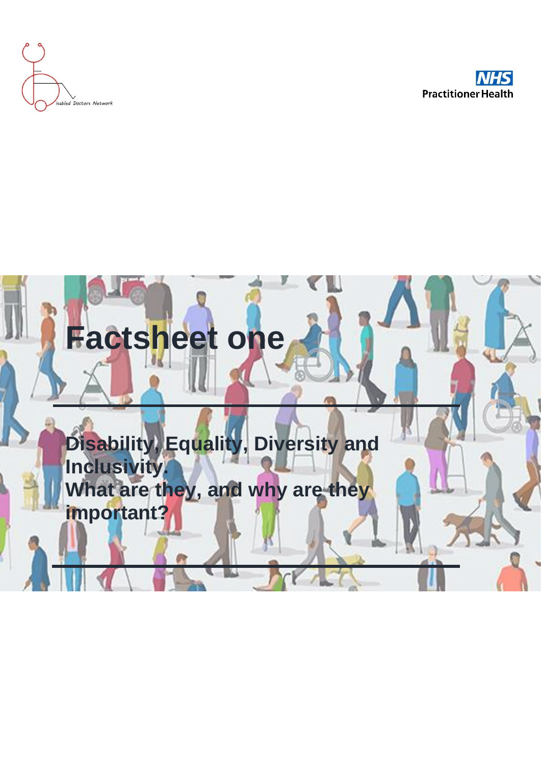# Factsheet one

## Disability, Equality, Diversity and Inclusivity.
## What are they, and why are they important?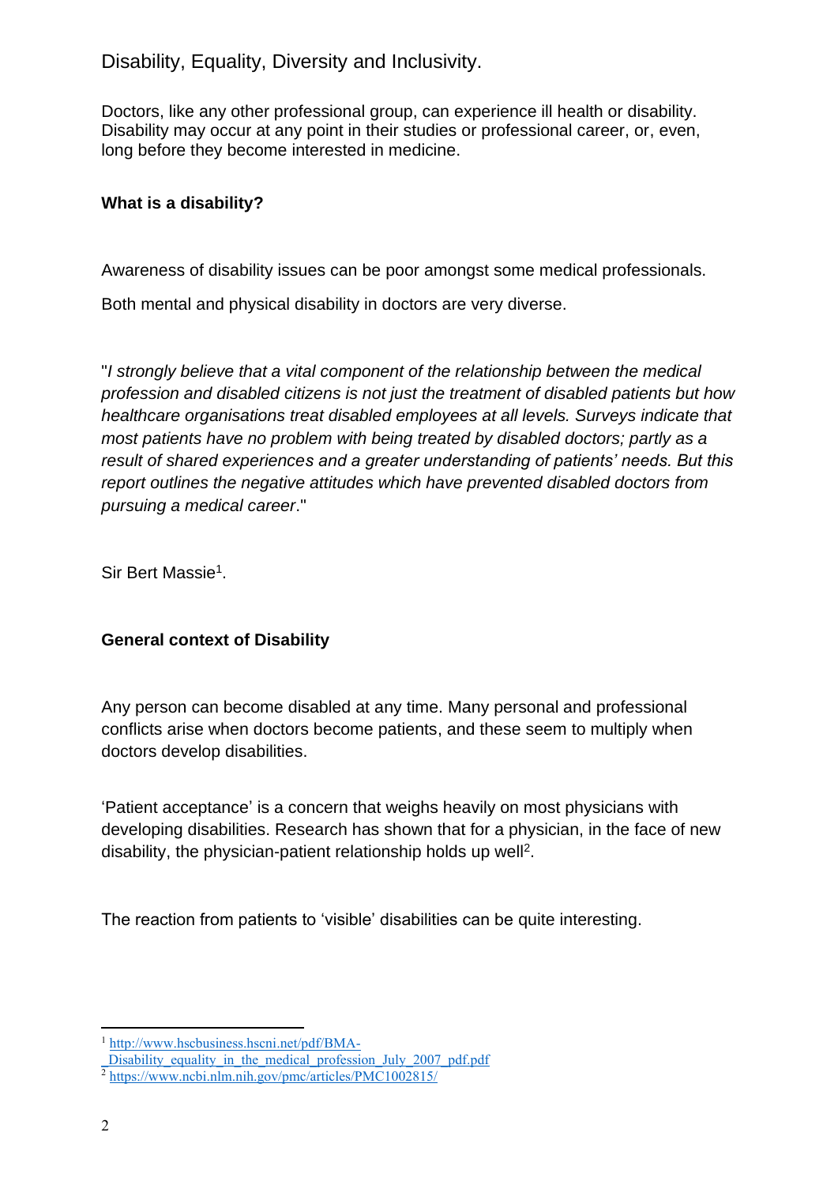# Disability, Equality, Diversity and Inclusivity.

Doctors, like any other professional group, can experience ill health or disability. Disability may occur at any point in their studies or professional career, or, even, long before they become interested in medicine.

**What is a disability?**

Awareness of disability issues can be poor amongst some medical professionals.

Both mental and physical disability in doctors are very diverse.

"*I strongly believe that a vital component of the relationship between the medical profession and disabled citizens is not just the treatment of disabled patients but how healthcare organisations treat disabled employees at all levels. Surveys indicate that most patients have no problem with being treated by disabled doctors; partly as a result of shared experiences and a greater understanding of patients' needs. But this report outlines the negative attitudes which have prevented disabled doctors from pursuing a medical career*."

Sir Bert Massie[1].

**General context of Disability**

Any person can become disabled at any time. Many personal and professional conflicts arise when doctors become patients, and these seem to multiply when doctors develop disabilities.

'Patient acceptance' is a concern that weighs heavily on most physicians with developing disabilities. Research has shown that for a physician, in the face of new disability, the physician-patient relationship holds up well[2].

The reaction from patients to 'visible' disabilities can be quite interesting.

[1] http://www.hscbusiness.hscni.net/pdf/BMA-_Disability_equality_in_the_medical_profession_July_2007_pdf.pdf

[2] https://www.ncbi.nlm.nih.gov/pmc/articles/PMC1002815/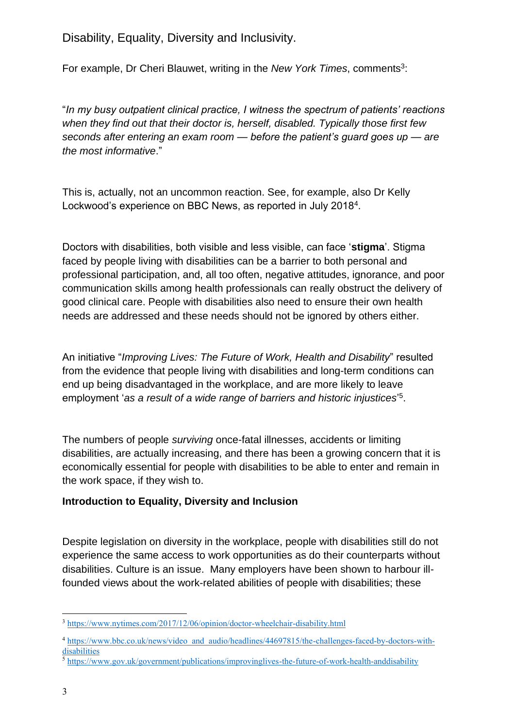Disability, Equality, Diversity and Inclusivity.

For example, Dr Cheri Blauwet, writing in the *New York Times*, comments[3]:

"*In my busy outpatient clinical practice, I witness the spectrum of patients' reactions when they find out that their doctor is, herself, disabled. Typically those first few seconds after entering an exam room — before the patient's guard goes up — are the most informative*."

This is, actually, not an uncommon reaction. See, for example, also Dr Kelly Lockwood's experience on BBC News, as reported in July 2018[4].

Doctors with disabilities, both visible and less visible, can face '**stigma**'. Stigma faced by people living with disabilities can be a barrier to both personal and professional participation, and, all too often, negative attitudes, ignorance, and poor communication skills among health professionals can really obstruct the delivery of good clinical care. People with disabilities also need to ensure their own health needs are addressed and these needs should not be ignored by others either.

An initiative "*Improving Lives: The Future of Work, Health and Disability*" resulted from the evidence that people living with disabilities and long-term conditions can end up being disadvantaged in the workplace, and are more likely to leave employment '*as a result of a wide range of barriers and historic injustices*'[5].

The numbers of people *surviving* once-fatal illnesses, accidents or limiting disabilities, are actually increasing, and there has been a growing concern that it is economically essential for people with disabilities to be able to enter and remain in the work space, if they wish to.

**Introduction to Equality, Diversity and Inclusion**

Despite legislation on diversity in the workplace, people with disabilities still do not experience the same access to work opportunities as do their counterparts without disabilities. Culture is an issue. Many employers have been shown to harbour ill-founded views about the work-related abilities of people with disabilities; these

[3] https://www.nytimes.com/2017/12/06/opinion/doctor-wheelchair-disability.html

[4] https://www.bbc.co.uk/news/video_and_audio/headlines/44697815/the-challenges-faced-by-doctors-with-disabilities

[5] https://www.gov.uk/government/publications/improvinglives-the-future-of-work-health-anddisability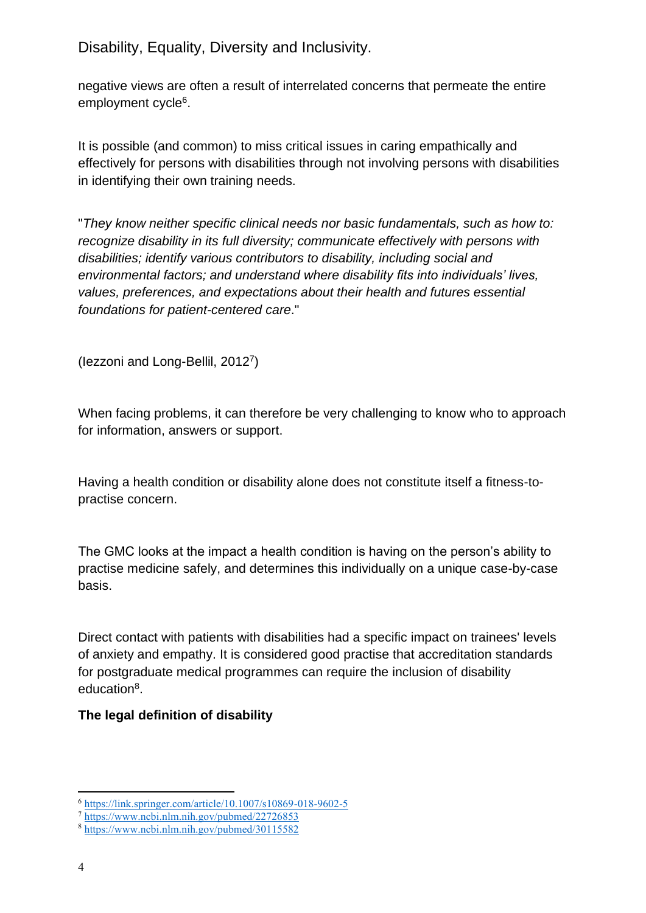negative views are often a result of interrelated concerns that permeate the entire employment cycle[6].

It is possible (and common) to miss critical issues in caring empathically and effectively for persons with disabilities through not involving persons with disabilities in identifying their own training needs.

"*They know neither specific clinical needs nor basic fundamentals, such as how to: recognize disability in its full diversity; communicate effectively with persons with disabilities; identify various contributors to disability, including social and environmental factors; and understand where disability fits into individuals' lives, values, preferences, and expectations about their health and futures essential foundations for patient-centered care*."

(Iezzoni and Long-Bellil, 2012[7])

When facing problems, it can therefore be very challenging to know who to approach for information, answers or support.

Having a health condition or disability alone does not constitute itself a fitness-to-practise concern.

The GMC looks at the impact a health condition is having on the person's ability to practise medicine safely, and determines this individually on a unique case-by-case basis.

Direct contact with patients with disabilities had a specific impact on trainees' levels of anxiety and empathy. It is considered good practise that accreditation standards for postgraduate medical programmes can require the inclusion of disability education[8].

**The legal definition of disability**

---

[6] https://link.springer.com/article/10.1007/s10869-018-9602-5

[7] https://www.ncbi.nlm.nih.gov/pubmed/22726853

[8] https://www.ncbi.nlm.nih.gov/pubmed/30115582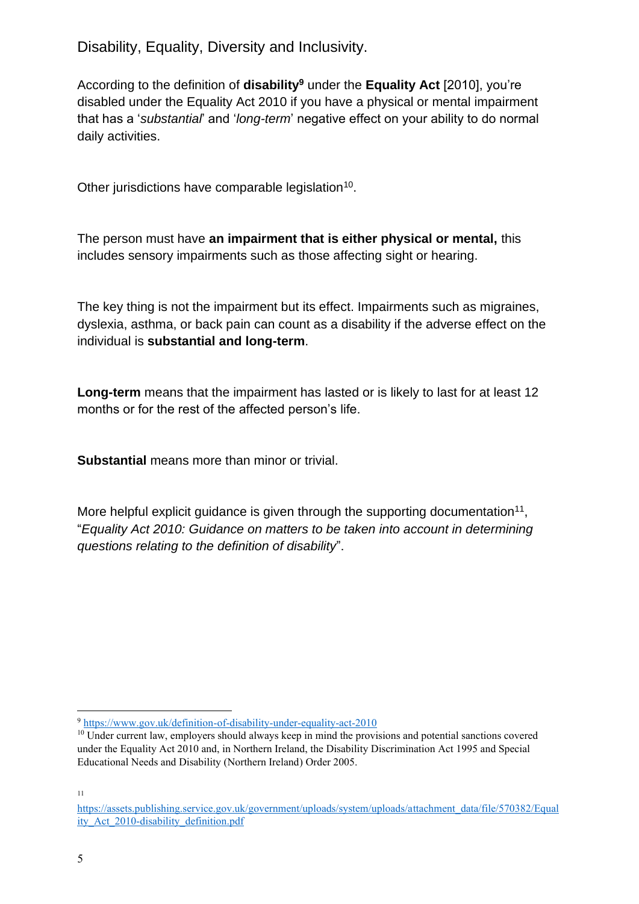## Disability, Equality, Diversity and Inclusivity.

According to the definition of **disability**[9] under the **Equality Act** [2010], you're disabled under the Equality Act 2010 if you have a physical or mental impairment that has a '*substantial*' and '*long-term*' negative effect on your ability to do normal daily activities.

Other jurisdictions have comparable legislation[10].

The person must have **an impairment that is either physical or mental,** this includes sensory impairments such as those affecting sight or hearing.

The key thing is not the impairment but its effect. Impairments such as migraines, dyslexia, asthma, or back pain can count as a disability if the adverse effect on the individual is **substantial and long-term**.

**Long-term** means that the impairment has lasted or is likely to last for at least 12 months or for the rest of the affected person's life.

**Substantial** means more than minor or trivial.

More helpful explicit guidance is given through the supporting documentation[11], "*Equality Act 2010: Guidance on matters to be taken into account in determining questions relating to the definition of disability*".

---

[9] https://www.gov.uk/definition-of-disability-under-equality-act-2010

[10] Under current law, employers should always keep in mind the provisions and potential sanctions covered under the Equality Act 2010 and, in Northern Ireland, the Disability Discrimination Act 1995 and Special Educational Needs and Disability (Northern Ireland) Order 2005.

[11] https://assets.publishing.service.gov.uk/government/uploads/system/uploads/attachment_data/file/570382/Equality_Act_2010-disability_definition.pdf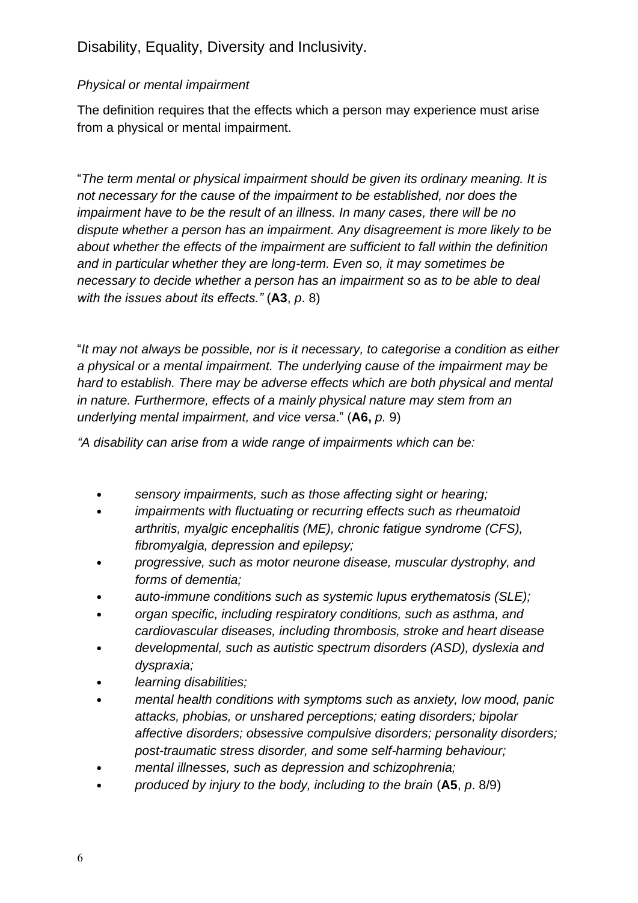Disability, Equality, Diversity and Inclusivity.

*Physical or mental impairment*

The definition requires that the effects which a person may experience must arise from a physical or mental impairment.

"*The term mental or physical impairment should be given its ordinary meaning. It is not necessary for the cause of the impairment to be established, nor does the impairment have to be the result of an illness. In many cases, there will be no dispute whether a person has an impairment. Any disagreement is more likely to be about whether the effects of the impairment are sufficient to fall within the definition and in particular whether they are long-term. Even so, it may sometimes be necessary to decide whether a person has an impairment so as to be able to deal with the issues about its effects."* (**A3**, *p*. 8)

"*It may not always be possible, nor is it necessary, to categorise a condition as either a physical or a mental impairment. The underlying cause of the impairment may be hard to establish. There may be adverse effects which are both physical and mental in nature. Furthermore, effects of a mainly physical nature may stem from an underlying mental impairment, and vice versa*." (**A6,** *p.* 9)

*"A disability can arise from a wide range of impairments which can be:*

- *sensory impairments, such as those affecting sight or hearing;*
- *impairments with fluctuating or recurring effects such as rheumatoid arthritis, myalgic encephalitis (ME), chronic fatigue syndrome (CFS), fibromyalgia, depression and epilepsy;*
- *progressive, such as motor neurone disease, muscular dystrophy, and forms of dementia;*
- *auto-immune conditions such as systemic lupus erythematosis (SLE);*
- *organ specific, including respiratory conditions, such as asthma, and cardiovascular diseases, including thrombosis, stroke and heart disease*
- *developmental, such as autistic spectrum disorders (ASD), dyslexia and dyspraxia;*
- *learning disabilities;*
- *mental health conditions with symptoms such as anxiety, low mood, panic attacks, phobias, or unshared perceptions; eating disorders; bipolar affective disorders; obsessive compulsive disorders; personality disorders; post-traumatic stress disorder, and some self-harming behaviour;*
- *mental illnesses, such as depression and schizophrenia;*
- *produced by injury to the body, including to the brain* (**A5**, *p*. 8/9)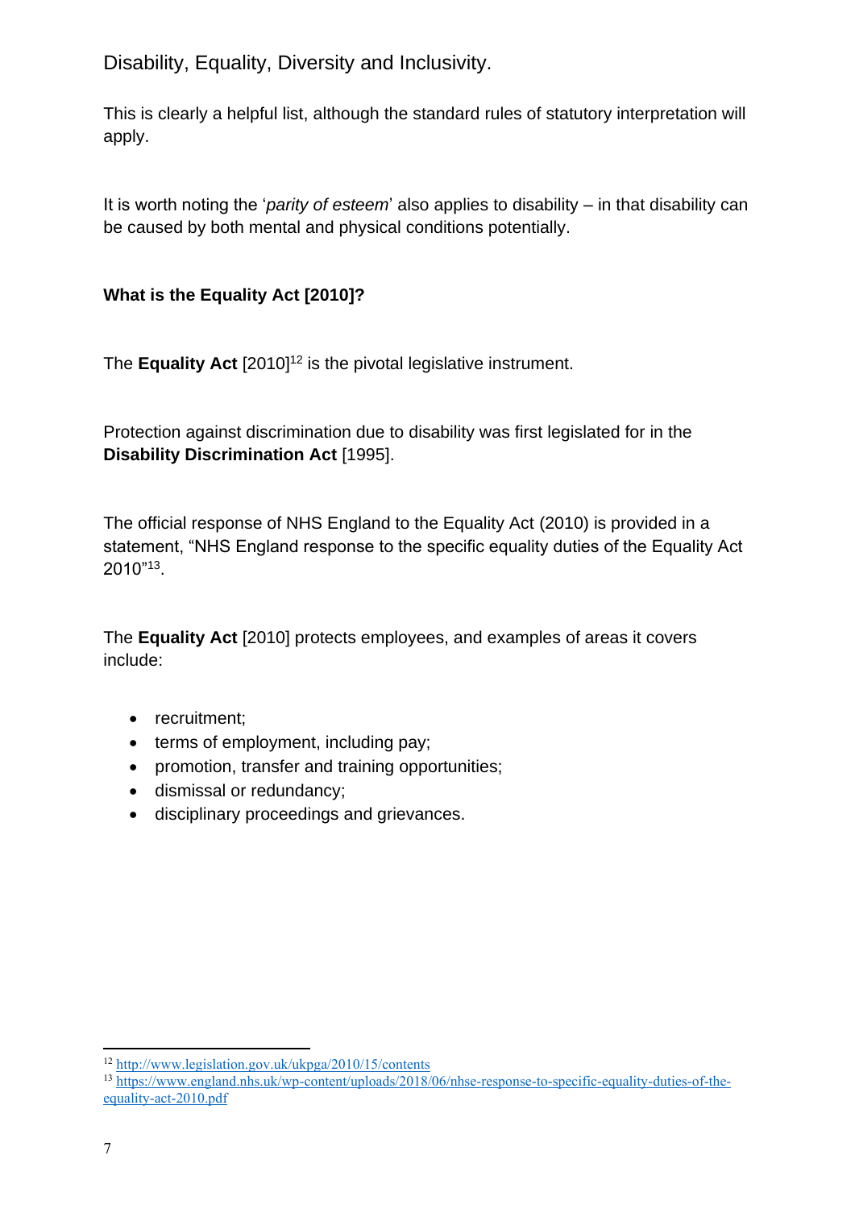Disability, Equality, Diversity and Inclusivity.

This is clearly a helpful list, although the standard rules of statutory interpretation will apply.

It is worth noting the '*parity of esteem*' also applies to disability – in that disability can be caused by both mental and physical conditions potentially.

**What is the Equality Act [2010]?**

The **Equality Act** [2010][12] is the pivotal legislative instrument.

Protection against discrimination due to disability was first legislated for in the **Disability Discrimination Act** [1995].

The official response of NHS England to the Equality Act (2010) is provided in a statement, "NHS England response to the specific equality duties of the Equality Act 2010"[13].

The **Equality Act** [2010] protects employees, and examples of areas it covers include:

- recruitment;
- terms of employment, including pay;
- promotion, transfer and training opportunities;
- dismissal or redundancy;
- disciplinary proceedings and grievances.

---

[12] http://www.legislation.gov.uk/ukpga/2010/15/contents

[13] https://www.england.nhs.uk/wp-content/uploads/2018/06/nhse-response-to-specific-equality-duties-of-the-equality-act-2010.pdf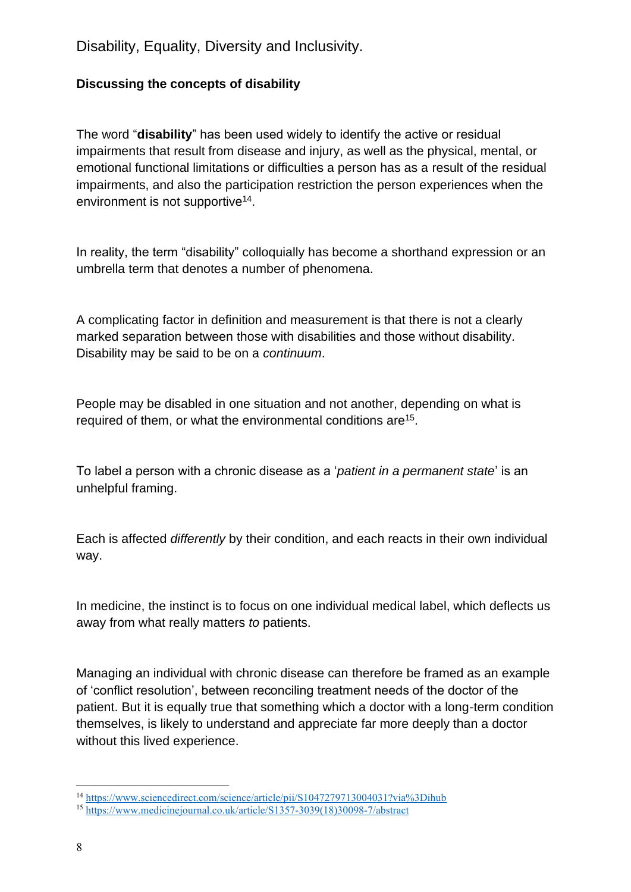Disability, Equality, Diversity and Inclusivity.

**Discussing the concepts of disability**

The word "**disability**" has been used widely to identify the active or residual impairments that result from disease and injury, as well as the physical, mental, or emotional functional limitations or difficulties a person has as a result of the residual impairments, and also the participation restriction the person experiences when the environment is not supportive[14].

In reality, the term "disability" colloquially has become a shorthand expression or an umbrella term that denotes a number of phenomena.

A complicating factor in definition and measurement is that there is not a clearly marked separation between those with disabilities and those without disability. Disability may be said to be on a *continuum*.

People may be disabled in one situation and not another, depending on what is required of them, or what the environmental conditions are[15].

To label a person with a chronic disease as a '*patient in a permanent state*' is an unhelpful framing.

Each is affected *differently* by their condition, and each reacts in their own individual way.

In medicine, the instinct is to focus on one individual medical label, which deflects us away from what really matters *to* patients.

Managing an individual with chronic disease can therefore be framed as an example of 'conflict resolution', between reconciling treatment needs of the doctor of the patient. But it is equally true that something which a doctor with a long-term condition themselves, is likely to understand and appreciate far more deeply than a doctor without this lived experience.

---

[14] https://www.sciencedirect.com/science/article/pii/S1047279713004031?via%3Dihub

[15] https://www.medicinejournal.co.uk/article/S1357-3039(18)30098-7/abstract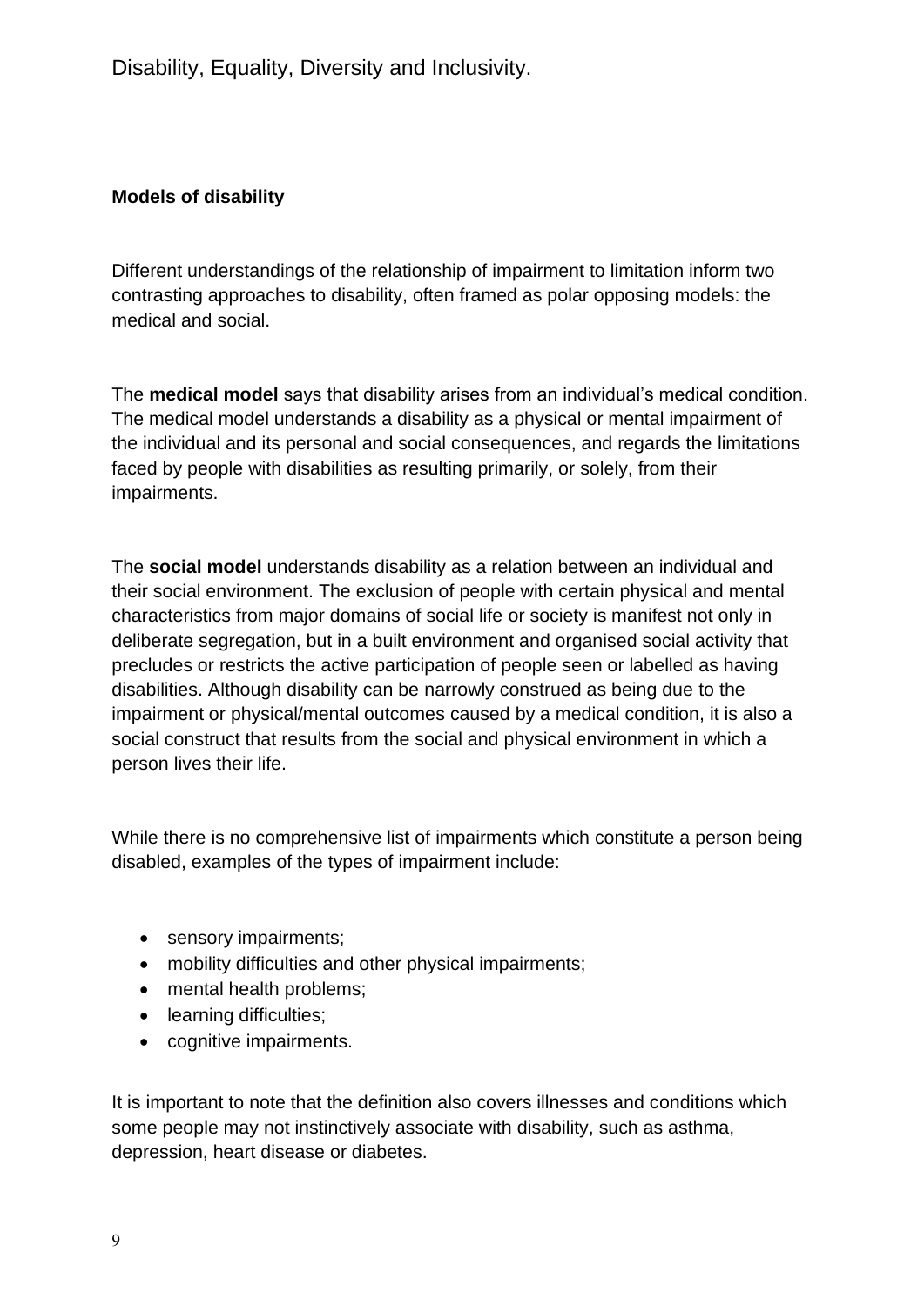## Models of disability

Different understandings of the relationship of impairment to limitation inform two contrasting approaches to disability, often framed as polar opposing models: the medical and social.

The **medical model** says that disability arises from an individual's medical condition. The medical model understands a disability as a physical or mental impairment of the individual and its personal and social consequences, and regards the limitations faced by people with disabilities as resulting primarily, or solely, from their impairments.

The **social model** understands disability as a relation between an individual and their social environment. The exclusion of people with certain physical and mental characteristics from major domains of social life or society is manifest not only in deliberate segregation, but in a built environment and organised social activity that precludes or restricts the active participation of people seen or labelled as having disabilities. Although disability can be narrowly construed as being due to the impairment or physical/mental outcomes caused by a medical condition, it is also a social construct that results from the social and physical environment in which a person lives their life.

While there is no comprehensive list of impairments which constitute a person being disabled, examples of the types of impairment include:

- sensory impairments;
- mobility difficulties and other physical impairments;
- mental health problems;
- learning difficulties;
- cognitive impairments.

It is important to note that the definition also covers illnesses and conditions which some people may not instinctively associate with disability, such as asthma, depression, heart disease or diabetes.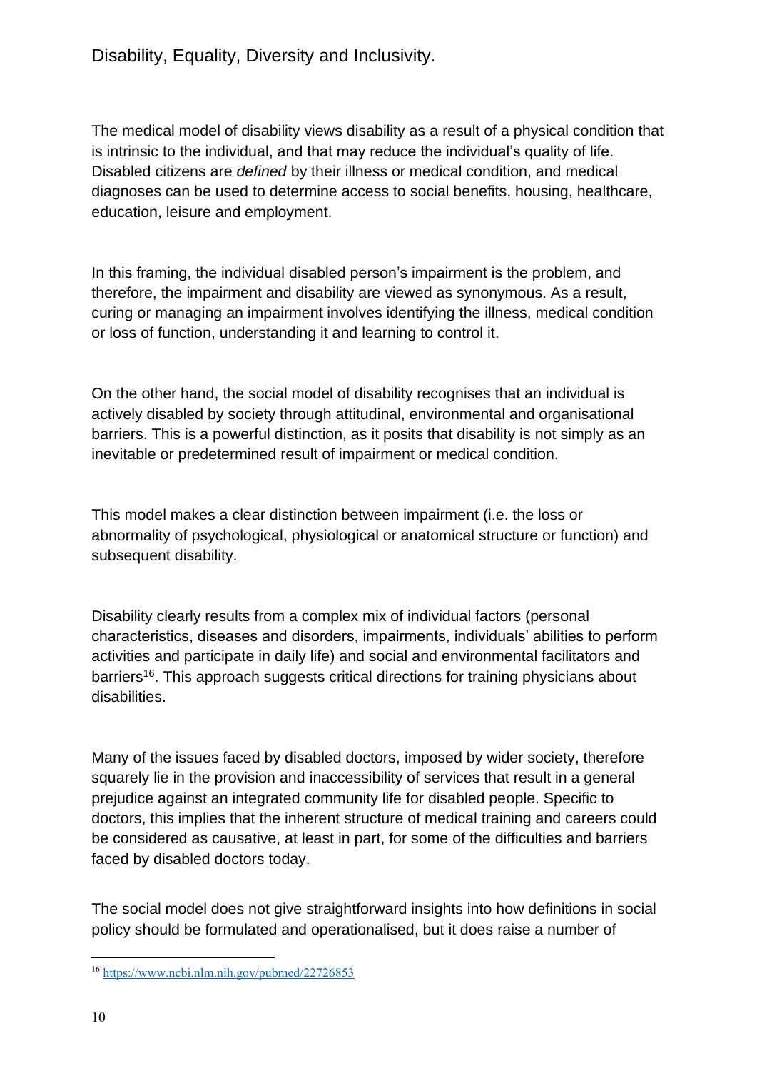The medical model of disability views disability as a result of a physical condition that is intrinsic to the individual, and that may reduce the individual's quality of life. Disabled citizens are *defined* by their illness or medical condition, and medical diagnoses can be used to determine access to social benefits, housing, healthcare, education, leisure and employment.

In this framing, the individual disabled person's impairment is the problem, and therefore, the impairment and disability are viewed as synonymous. As a result, curing or managing an impairment involves identifying the illness, medical condition or loss of function, understanding it and learning to control it.

On the other hand, the social model of disability recognises that an individual is actively disabled by society through attitudinal, environmental and organisational barriers. This is a powerful distinction, as it posits that disability is not simply as an inevitable or predetermined result of impairment or medical condition.

This model makes a clear distinction between impairment (i.e. the loss or abnormality of psychological, physiological or anatomical structure or function) and subsequent disability.

Disability clearly results from a complex mix of individual factors (personal characteristics, diseases and disorders, impairments, individuals' abilities to perform activities and participate in daily life) and social and environmental facilitators and barriers[16]. This approach suggests critical directions for training physicians about disabilities.

Many of the issues faced by disabled doctors, imposed by wider society, therefore squarely lie in the provision and inaccessibility of services that result in a general prejudice against an integrated community life for disabled people. Specific to doctors, this implies that the inherent structure of medical training and careers could be considered as causative, at least in part, for some of the difficulties and barriers faced by disabled doctors today.

The social model does not give straightforward insights into how definitions in social policy should be formulated and operationalised, but it does raise a number of

---

[16] https://www.ncbi.nlm.nih.gov/pubmed/22726853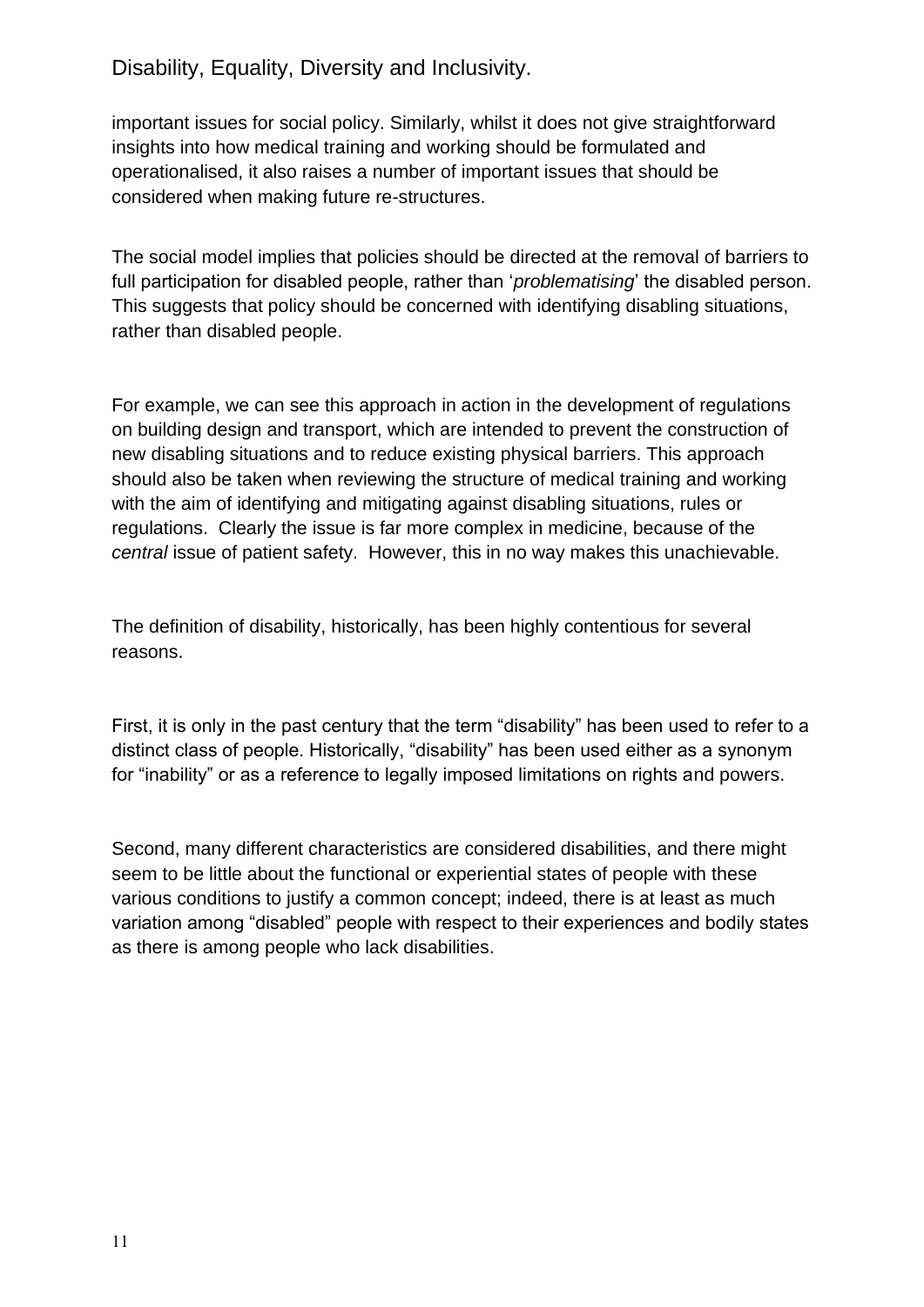important issues for social policy. Similarly, whilst it does not give straightforward insights into how medical training and working should be formulated and operationalised, it also raises a number of important issues that should be considered when making future re-structures.

The social model implies that policies should be directed at the removal of barriers to full participation for disabled people, rather than '*problematising*' the disabled person. This suggests that policy should be concerned with identifying disabling situations, rather than disabled people.

For example, we can see this approach in action in the development of regulations on building design and transport, which are intended to prevent the construction of new disabling situations and to reduce existing physical barriers. This approach should also be taken when reviewing the structure of medical training and working with the aim of identifying and mitigating against disabling situations, rules or regulations. Clearly the issue is far more complex in medicine, because of the *central* issue of patient safety. However, this in no way makes this unachievable.

The definition of disability, historically, has been highly contentious for several reasons.

First, it is only in the past century that the term "disability" has been used to refer to a distinct class of people. Historically, "disability" has been used either as a synonym for "inability" or as a reference to legally imposed limitations on rights and powers.

Second, many different characteristics are considered disabilities, and there might seem to be little about the functional or experiential states of people with these various conditions to justify a common concept; indeed, there is at least as much variation among "disabled" people with respect to their experiences and bodily states as there is among people who lack disabilities.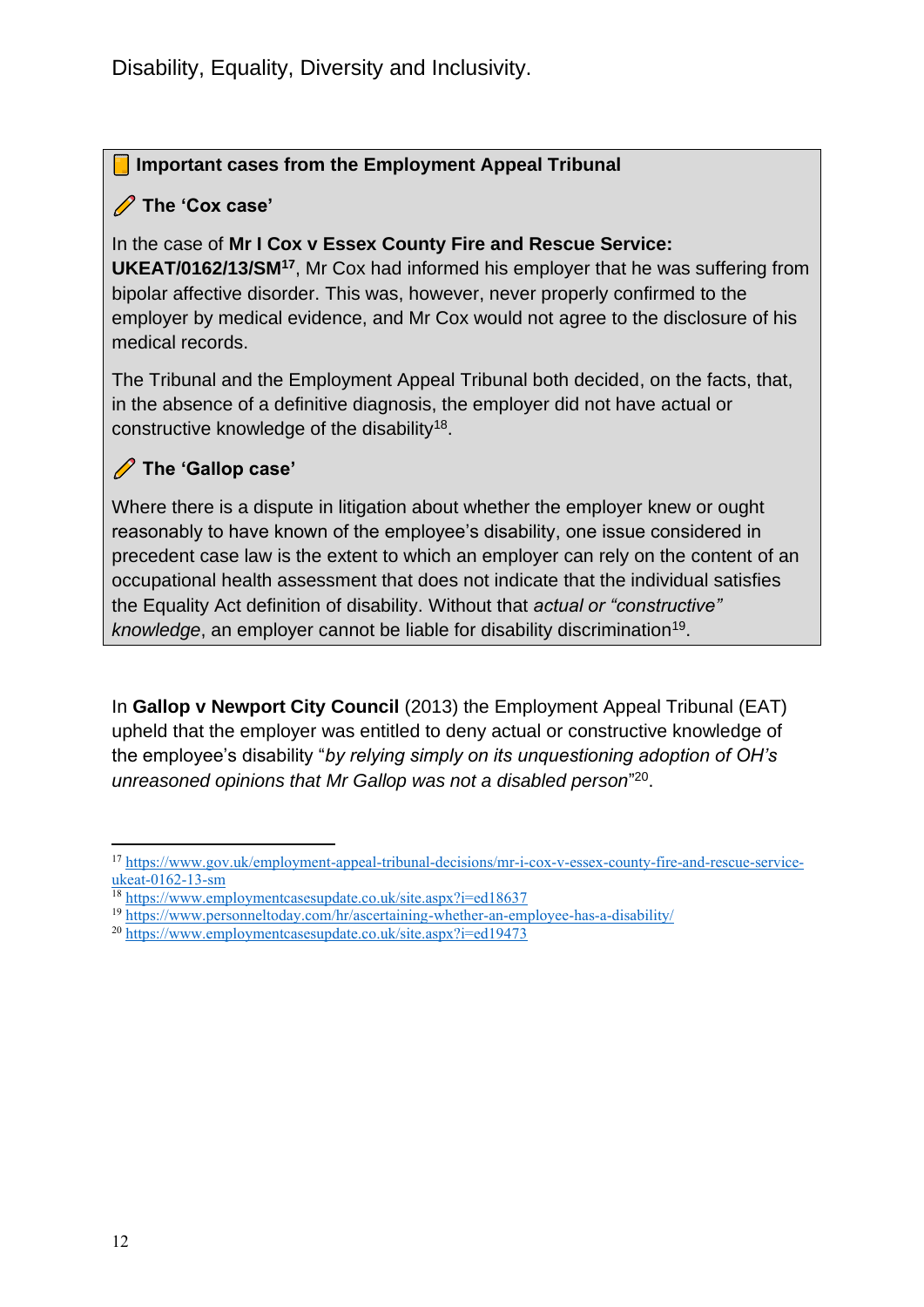Disability, Equality, Diversity and Inclusivity.

### Important cases from the Employment Appeal Tribunal

#### The 'Cox case'

In the case of **Mr I Cox v Essex County Fire and Rescue Service: UKEAT/0162/13/SM**[17], Mr Cox had informed his employer that he was suffering from bipolar affective disorder. This was, however, never properly confirmed to the employer by medical evidence, and Mr Cox would not agree to the disclosure of his medical records.

The Tribunal and the Employment Appeal Tribunal both decided, on the facts, that, in the absence of a definitive diagnosis, the employer did not have actual or constructive knowledge of the disability[18].

#### The 'Gallop case'

Where there is a dispute in litigation about whether the employer knew or ought reasonably to have known of the employee's disability, one issue considered in precedent case law is the extent to which an employer can rely on the content of an occupational health assessment that does not indicate that the individual satisfies the Equality Act definition of disability. Without that *actual or "constructive" knowledge*, an employer cannot be liable for disability discrimination[19].

In **Gallop v Newport City Council** (2013) the Employment Appeal Tribunal (EAT) upheld that the employer was entitled to deny actual or constructive knowledge of the employee's disability "*by relying simply on its unquestioning adoption of OH's unreasoned opinions that Mr Gallop was not a disabled person*"[20].

---

[17] https://www.gov.uk/employment-appeal-tribunal-decisions/mr-i-cox-v-essex-county-fire-and-rescue-service-ukeat-0162-13-sm

[18] https://www.employmentcasesupdate.co.uk/site.aspx?i=ed18637

[19] https://www.personneltoday.com/hr/ascertaining-whether-an-employee-has-a-disability/

[20] https://www.employmentcasesupdate.co.uk/site.aspx?i=ed19473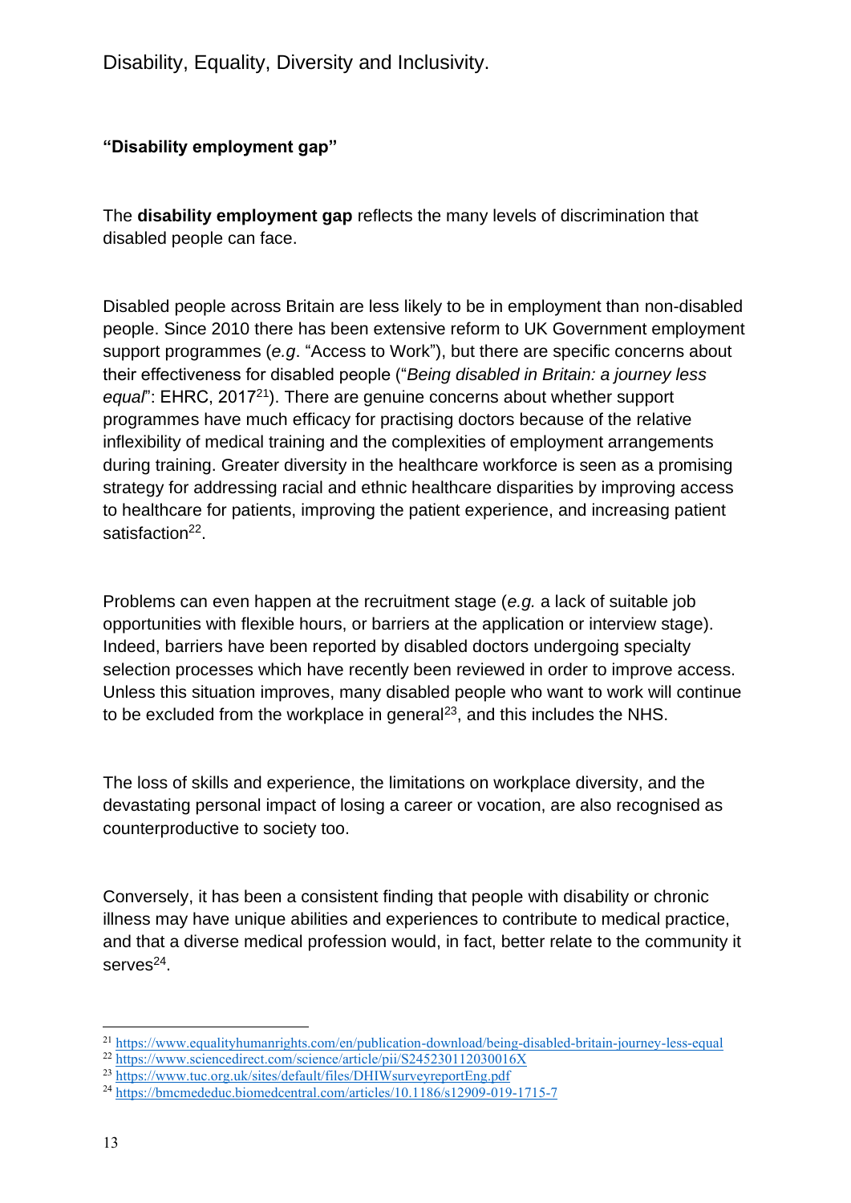**"Disability employment gap"**

The **disability employment gap** reflects the many levels of discrimination that disabled people can face.

Disabled people across Britain are less likely to be in employment than non-disabled people. Since 2010 there has been extensive reform to UK Government employment support programmes (*e.g*. "Access to Work"), but there are specific concerns about their effectiveness for disabled people ("*Being disabled in Britain: a journey less equal*": EHRC, 2017[21]). There are genuine concerns about whether support programmes have much efficacy for practising doctors because of the relative inflexibility of medical training and the complexities of employment arrangements during training. Greater diversity in the healthcare workforce is seen as a promising strategy for addressing racial and ethnic healthcare disparities by improving access to healthcare for patients, improving the patient experience, and increasing patient satisfaction[22].

Problems can even happen at the recruitment stage (*e.g.* a lack of suitable job opportunities with flexible hours, or barriers at the application or interview stage). Indeed, barriers have been reported by disabled doctors undergoing specialty selection processes which have recently been reviewed in order to improve access. Unless this situation improves, many disabled people who want to work will continue to be excluded from the workplace in general[23], and this includes the NHS.

The loss of skills and experience, the limitations on workplace diversity, and the devastating personal impact of losing a career or vocation, are also recognised as counterproductive to society too.

Conversely, it has been a consistent finding that people with disability or chronic illness may have unique abilities and experiences to contribute to medical practice, and that a diverse medical profession would, in fact, better relate to the community it serves[24].

---

[21] https://www.equalityhumanrights.com/en/publication-download/being-disabled-britain-journey-less-equal

[22] https://www.sciencedirect.com/science/article/pii/S245230112030016X

[23] https://www.tuc.org.uk/sites/default/files/DHIWsurveyreportEng.pdf

[24] https://bmcmededuc.biomedcentral.com/articles/10.1186/s12909-019-1715-7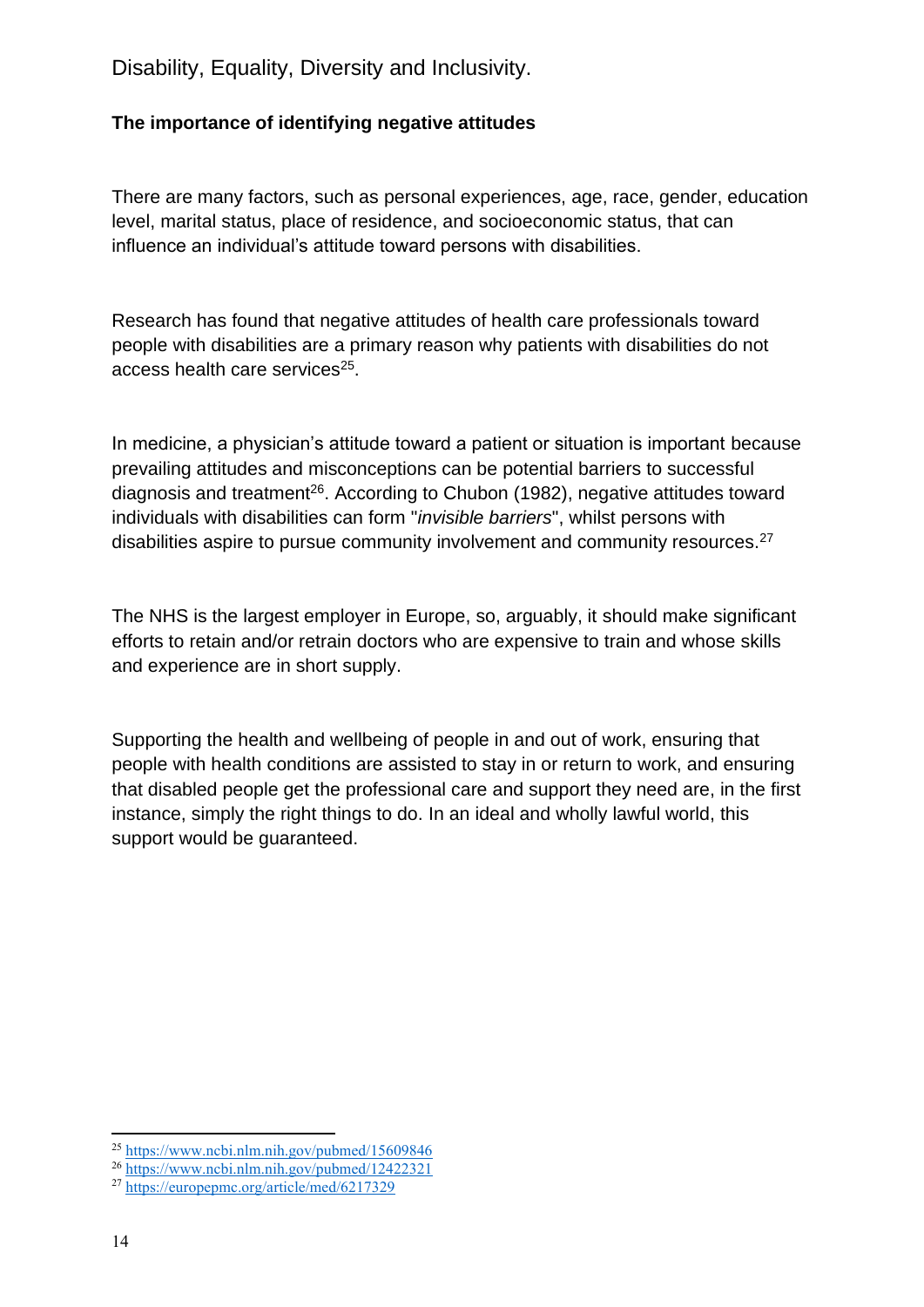Disability, Equality, Diversity and Inclusivity.

### The importance of identifying negative attitudes

There are many factors, such as personal experiences, age, race, gender, education level, marital status, place of residence, and socioeconomic status, that can influence an individual's attitude toward persons with disabilities.

Research has found that negative attitudes of health care professionals toward people with disabilities are a primary reason why patients with disabilities do not access health care services[25].

In medicine, a physician's attitude toward a patient or situation is important because prevailing attitudes and misconceptions can be potential barriers to successful diagnosis and treatment[26]. According to Chubon (1982), negative attitudes toward individuals with disabilities can form "*invisible barriers*", whilst persons with disabilities aspire to pursue community involvement and community resources.[27]

The NHS is the largest employer in Europe, so, arguably, it should make significant efforts to retain and/or retrain doctors who are expensive to train and whose skills and experience are in short supply.

Supporting the health and wellbeing of people in and out of work, ensuring that people with health conditions are assisted to stay in or return to work, and ensuring that disabled people get the professional care and support they need are, in the first instance, simply the right things to do. In an ideal and wholly lawful world, this support would be guaranteed.

---

[25] https://www.ncbi.nlm.nih.gov/pubmed/15609846

[26] https://www.ncbi.nlm.nih.gov/pubmed/12422321

[27] https://europepmc.org/article/med/6217329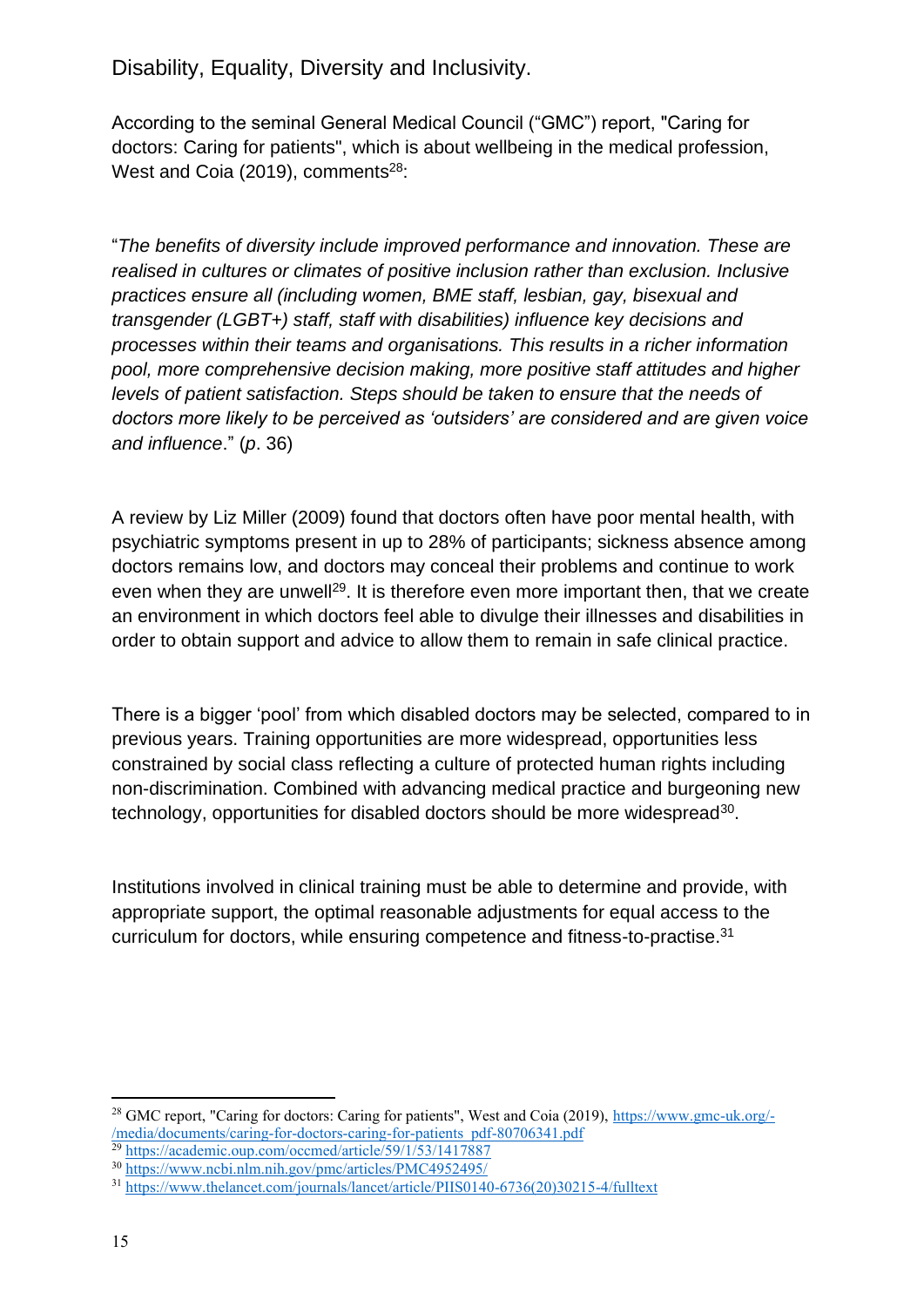## Disability, Equality, Diversity and Inclusivity.

According to the seminal General Medical Council ("GMC") report, "Caring for doctors: Caring for patients", which is about wellbeing in the medical profession, West and Coia (2019), comments[28]:

"*The benefits of diversity include improved performance and innovation. These are realised in cultures or climates of positive inclusion rather than exclusion. Inclusive practices ensure all (including women, BME staff, lesbian, gay, bisexual and transgender (LGBT+) staff, staff with disabilities) influence key decisions and processes within their teams and organisations. This results in a richer information pool, more comprehensive decision making, more positive staff attitudes and higher levels of patient satisfaction. Steps should be taken to ensure that the needs of doctors more likely to be perceived as 'outsiders' are considered and are given voice and influence*." (*p*. 36)

A review by Liz Miller (2009) found that doctors often have poor mental health, with psychiatric symptoms present in up to 28% of participants; sickness absence among doctors remains low, and doctors may conceal their problems and continue to work even when they are unwell[29]. It is therefore even more important then, that we create an environment in which doctors feel able to divulge their illnesses and disabilities in order to obtain support and advice to allow them to remain in safe clinical practice.

There is a bigger 'pool' from which disabled doctors may be selected, compared to in previous years. Training opportunities are more widespread, opportunities less constrained by social class reflecting a culture of protected human rights including non-discrimination. Combined with advancing medical practice and burgeoning new technology, opportunities for disabled doctors should be more widespread[30].

Institutions involved in clinical training must be able to determine and provide, with appropriate support, the optimal reasonable adjustments for equal access to the curriculum for doctors, while ensuring competence and fitness-to-practise.[31]

---

[28] GMC report, "Caring for doctors: Caring for patients", West and Coia (2019), https://www.gmc-uk.org/-/media/documents/caring-for-doctors-caring-for-patients_pdf-80706341.pdf

[29] https://academic.oup.com/occmed/article/59/1/53/1417887

[30] https://www.ncbi.nlm.nih.gov/pmc/articles/PMC4952495/

[31] https://www.thelancet.com/journals/lancet/article/PIIS0140-6736(20)30215-4/fulltext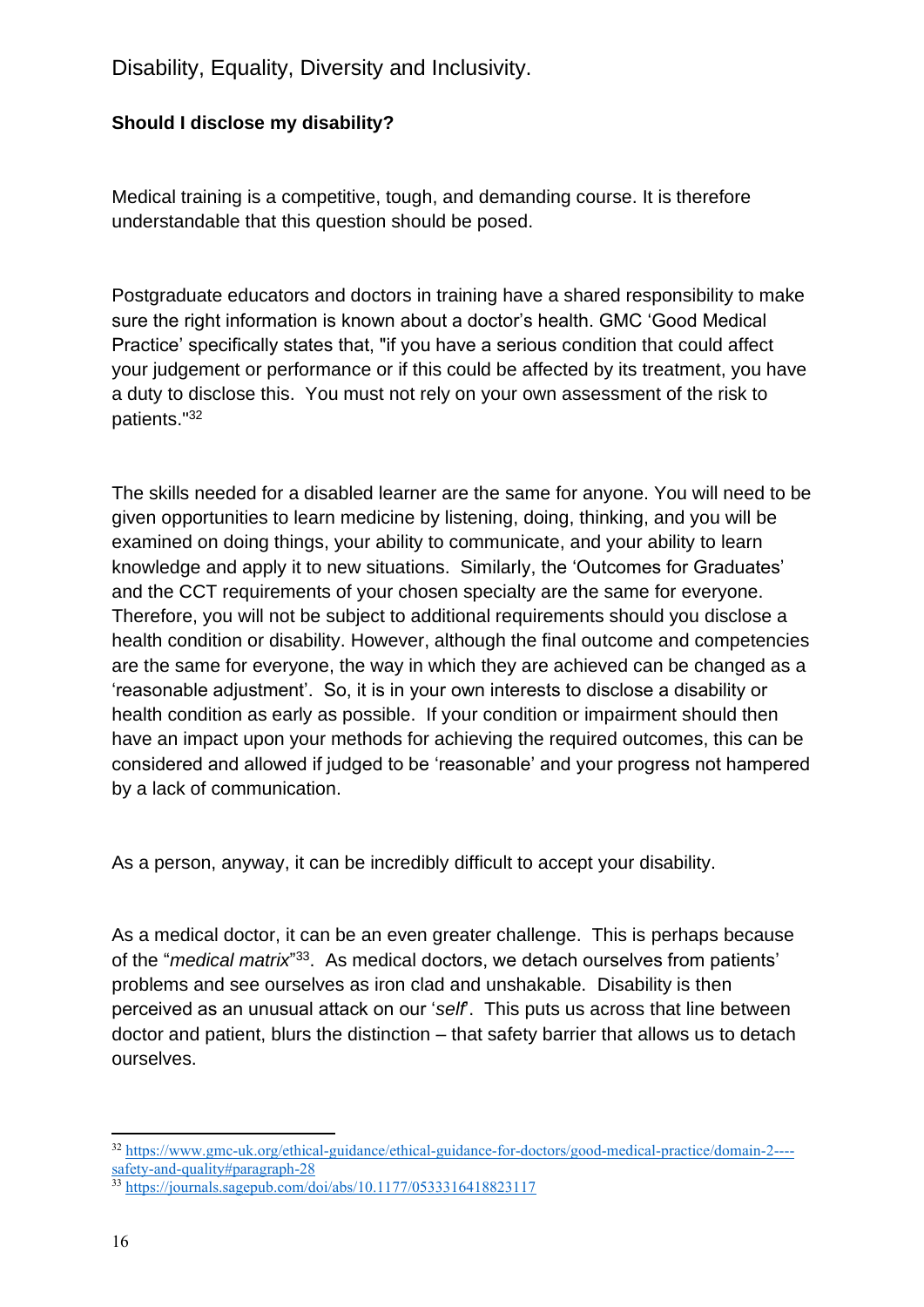Disability, Equality, Diversity and Inclusivity.

**Should I disclose my disability?**

Medical training is a competitive, tough, and demanding course. It is therefore understandable that this question should be posed.

Postgraduate educators and doctors in training have a shared responsibility to make sure the right information is known about a doctor's health. GMC 'Good Medical Practice' specifically states that, "if you have a serious condition that could affect your judgement or performance or if this could be affected by its treatment, you have a duty to disclose this. You must not rely on your own assessment of the risk to patients."[32]

The skills needed for a disabled learner are the same for anyone. You will need to be given opportunities to learn medicine by listening, doing, thinking, and you will be examined on doing things, your ability to communicate, and your ability to learn knowledge and apply it to new situations. Similarly, the 'Outcomes for Graduates' and the CCT requirements of your chosen specialty are the same for everyone. Therefore, you will not be subject to additional requirements should you disclose a health condition or disability. However, although the final outcome and competencies are the same for everyone, the way in which they are achieved can be changed as a 'reasonable adjustment'. So, it is in your own interests to disclose a disability or health condition as early as possible. If your condition or impairment should then have an impact upon your methods for achieving the required outcomes, this can be considered and allowed if judged to be 'reasonable' and your progress not hampered by a lack of communication.

As a person, anyway, it can be incredibly difficult to accept your disability.

As a medical doctor, it can be an even greater challenge. This is perhaps because of the "*medical matrix*"[33]. As medical doctors, we detach ourselves from patients' problems and see ourselves as iron clad and unshakable. Disability is then perceived as an unusual attack on our '*self*'. This puts us across that line between doctor and patient, blurs the distinction – that safety barrier that allows us to detach ourselves.

---

[32] https://www.gmc-uk.org/ethical-guidance/ethical-guidance-for-doctors/good-medical-practice/domain-2----safety-and-quality#paragraph-28

[33] https://journals.sagepub.com/doi/abs/10.1177/0533316418823117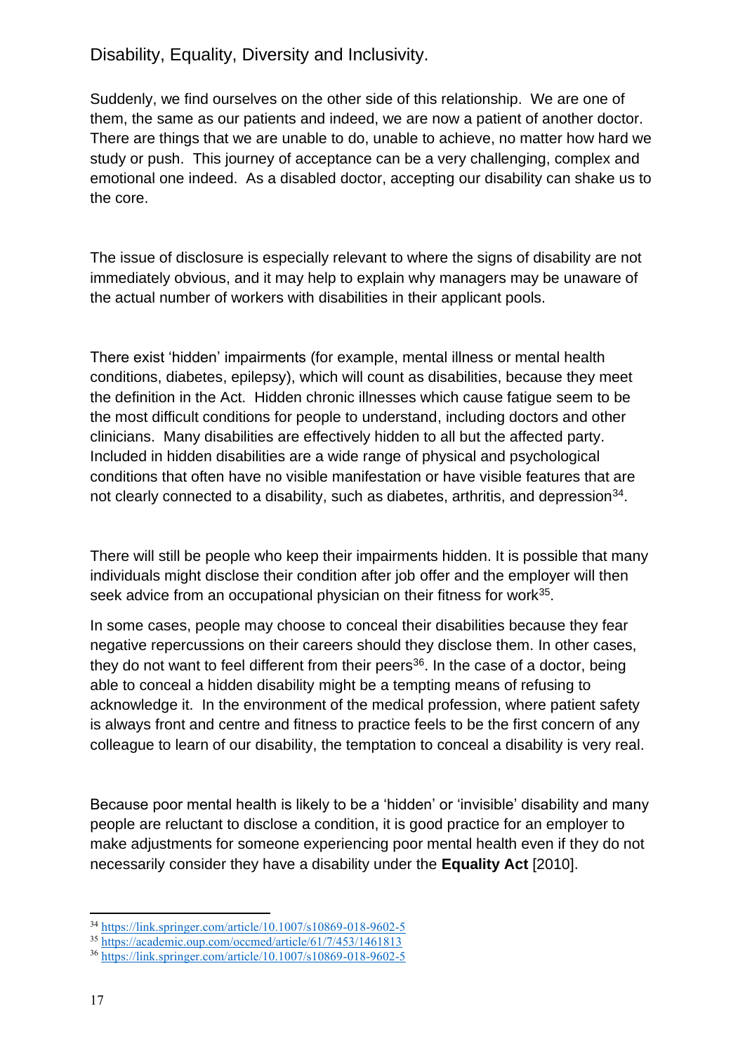## Disability, Equality, Diversity and Inclusivity.

Suddenly, we find ourselves on the other side of this relationship. We are one of them, the same as our patients and indeed, we are now a patient of another doctor. There are things that we are unable to do, unable to achieve, no matter how hard we study or push. This journey of acceptance can be a very challenging, complex and emotional one indeed. As a disabled doctor, accepting our disability can shake us to the core.

The issue of disclosure is especially relevant to where the signs of disability are not immediately obvious, and it may help to explain why managers may be unaware of the actual number of workers with disabilities in their applicant pools.

There exist 'hidden' impairments (for example, mental illness or mental health conditions, diabetes, epilepsy), which will count as disabilities, because they meet the definition in the Act. Hidden chronic illnesses which cause fatigue seem to be the most difficult conditions for people to understand, including doctors and other clinicians. Many disabilities are effectively hidden to all but the affected party. Included in hidden disabilities are a wide range of physical and psychological conditions that often have no visible manifestation or have visible features that are not clearly connected to a disability, such as diabetes, arthritis, and depression[34].

There will still be people who keep their impairments hidden. It is possible that many individuals might disclose their condition after job offer and the employer will then seek advice from an occupational physician on their fitness for work[35].

In some cases, people may choose to conceal their disabilities because they fear negative repercussions on their careers should they disclose them. In other cases, they do not want to feel different from their peers[36]. In the case of a doctor, being able to conceal a hidden disability might be a tempting means of refusing to acknowledge it. In the environment of the medical profession, where patient safety is always front and centre and fitness to practice feels to be the first concern of any colleague to learn of our disability, the temptation to conceal a disability is very real.

Because poor mental health is likely to be a 'hidden' or 'invisible' disability and many people are reluctant to disclose a condition, it is good practice for an employer to make adjustments for someone experiencing poor mental health even if they do not necessarily consider they have a disability under the **Equality Act** [2010].

---

[34] https://link.springer.com/article/10.1007/s10869-018-9602-5

[35] https://academic.oup.com/occmed/article/61/7/453/1461813

[36] https://link.springer.com/article/10.1007/s10869-018-9602-5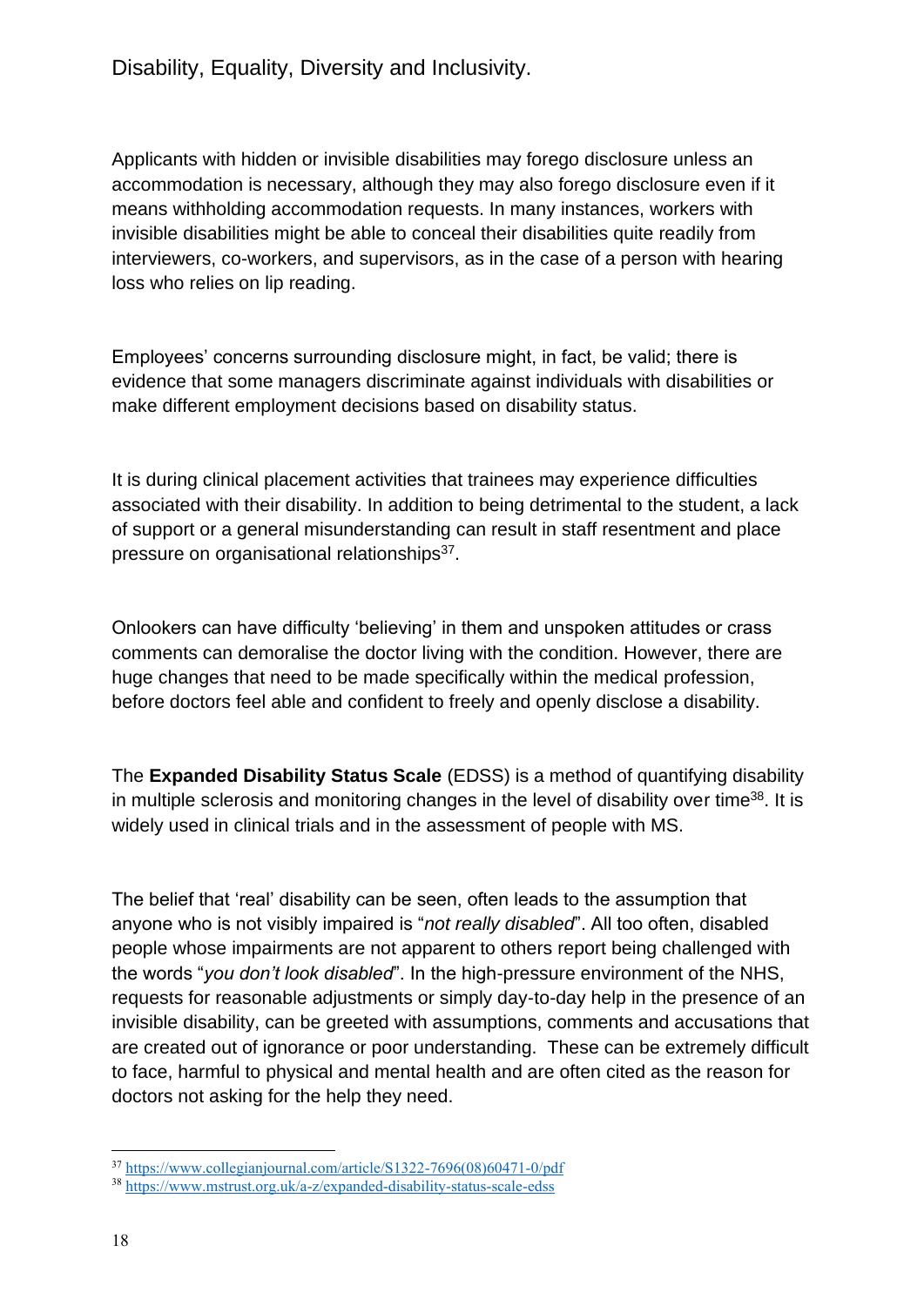Applicants with hidden or invisible disabilities may forego disclosure unless an accommodation is necessary, although they may also forego disclosure even if it means withholding accommodation requests. In many instances, workers with invisible disabilities might be able to conceal their disabilities quite readily from interviewers, co-workers, and supervisors, as in the case of a person with hearing loss who relies on lip reading.

Employees' concerns surrounding disclosure might, in fact, be valid; there is evidence that some managers discriminate against individuals with disabilities or make different employment decisions based on disability status.

It is during clinical placement activities that trainees may experience difficulties associated with their disability. In addition to being detrimental to the student, a lack of support or a general misunderstanding can result in staff resentment and place pressure on organisational relationships[37].

Onlookers can have difficulty 'believing' in them and unspoken attitudes or crass comments can demoralise the doctor living with the condition. However, there are huge changes that need to be made specifically within the medical profession, before doctors feel able and confident to freely and openly disclose a disability.

The **Expanded Disability Status Scale** (EDSS) is a method of quantifying disability in multiple sclerosis and monitoring changes in the level of disability over time[38]. It is widely used in clinical trials and in the assessment of people with MS.

The belief that 'real' disability can be seen, often leads to the assumption that anyone who is not visibly impaired is "*not really disabled*". All too often, disabled people whose impairments are not apparent to others report being challenged with the words "*you don't look disabled*". In the high-pressure environment of the NHS, requests for reasonable adjustments or simply day-to-day help in the presence of an invisible disability, can be greeted with assumptions, comments and accusations that are created out of ignorance or poor understanding. These can be extremely difficult to face, harmful to physical and mental health and are often cited as the reason for doctors not asking for the help they need.

[37] https://www.collegianjournal.com/article/S1322-7696(08)60471-0/pdf

[38] https://www.mstrust.org.uk/a-z/expanded-disability-status-scale-edss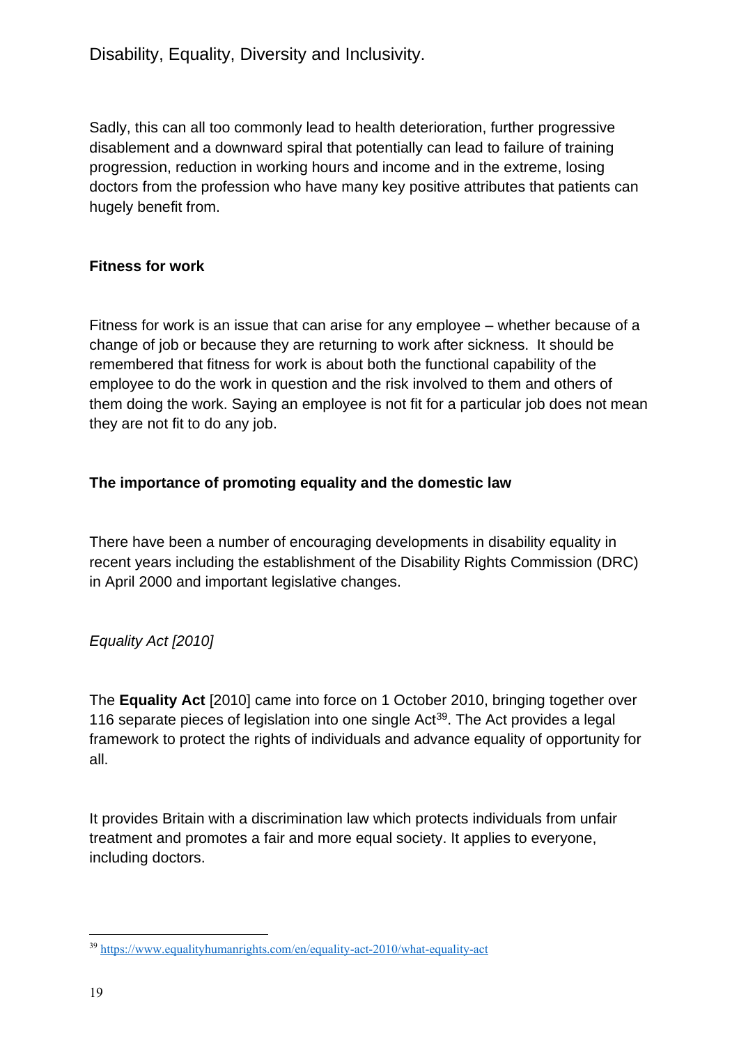Sadly, this can all too commonly lead to health deterioration, further progressive disablement and a downward spiral that potentially can lead to failure of training progression, reduction in working hours and income and in the extreme, losing doctors from the profession who have many key positive attributes that patients can hugely benefit from.

**Fitness for work**

Fitness for work is an issue that can arise for any employee – whether because of a change of job or because they are returning to work after sickness. It should be remembered that fitness for work is about both the functional capability of the employee to do the work in question and the risk involved to them and others of them doing the work. Saying an employee is not fit for a particular job does not mean they are not fit to do any job.

**The importance of promoting equality and the domestic law**

There have been a number of encouraging developments in disability equality in recent years including the establishment of the Disability Rights Commission (DRC) in April 2000 and important legislative changes.

*Equality Act [2010]*

The **Equality Act** [2010] came into force on 1 October 2010, bringing together over 116 separate pieces of legislation into one single Act[39]. The Act provides a legal framework to protect the rights of individuals and advance equality of opportunity for all.

It provides Britain with a discrimination law which protects individuals from unfair treatment and promotes a fair and more equal society. It applies to everyone, including doctors.

---

[39] https://www.equalityhumanrights.com/en/equality-act-2010/what-equality-act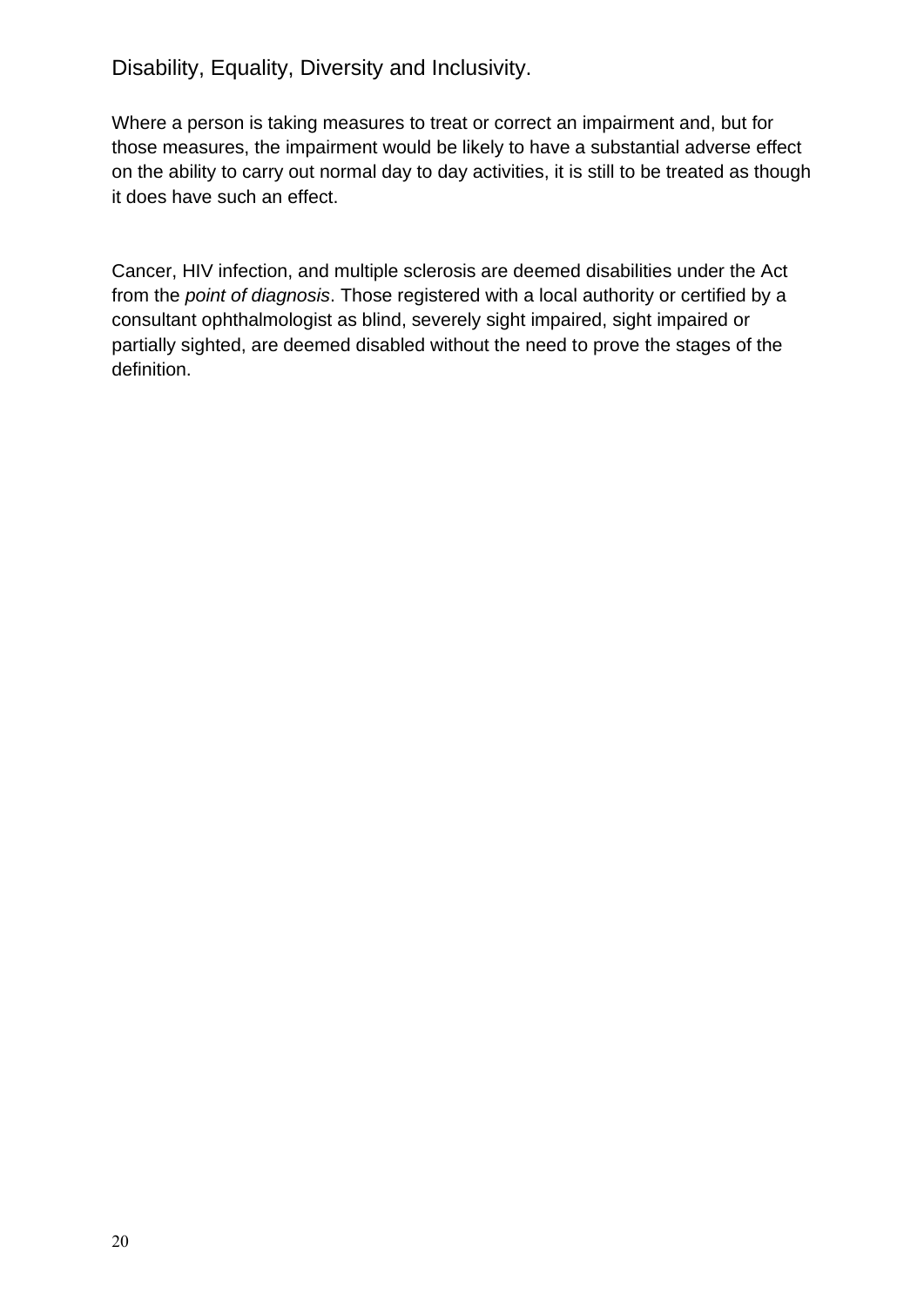Disability, Equality, Diversity and Inclusivity.

Where a person is taking measures to treat or correct an impairment and, but for those measures, the impairment would be likely to have a substantial adverse effect on the ability to carry out normal day to day activities, it is still to be treated as though it does have such an effect.

Cancer, HIV infection, and multiple sclerosis are deemed disabilities under the Act from the *point of diagnosis*. Those registered with a local authority or certified by a consultant ophthalmologist as blind, severely sight impaired, sight impaired or partially sighted, are deemed disabled without the need to prove the stages of the definition.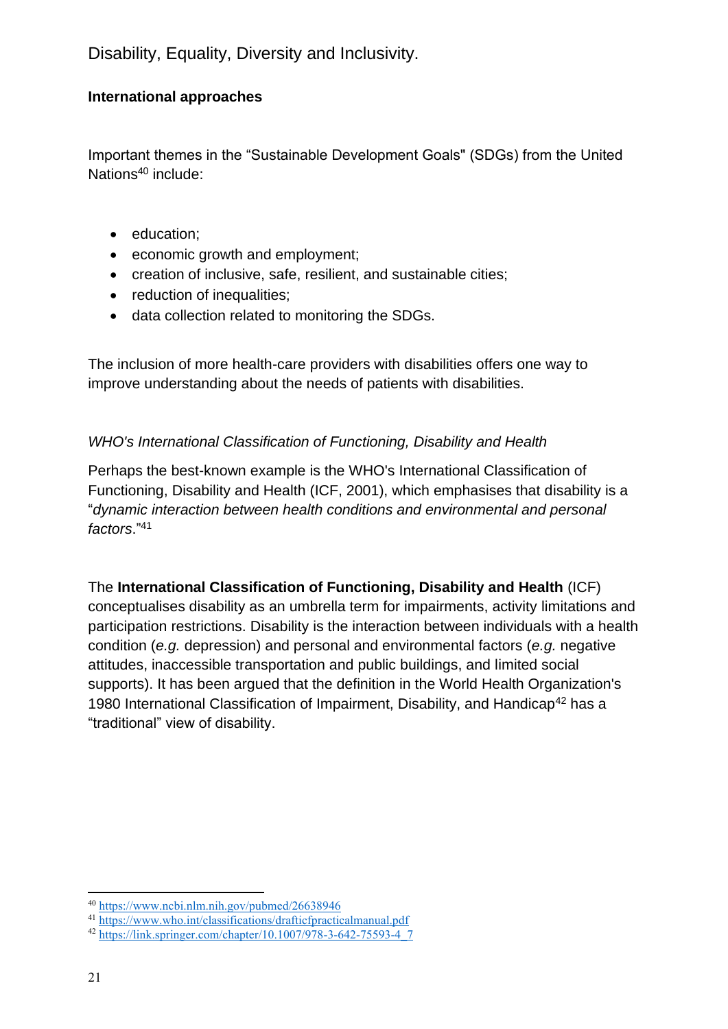Disability, Equality, Diversity and Inclusivity.

**International approaches**

Important themes in the "Sustainable Development Goals" (SDGs) from the United Nations[40] include:

- education;
- economic growth and employment;
- creation of inclusive, safe, resilient, and sustainable cities;
- reduction of inequalities;
- data collection related to monitoring the SDGs.

The inclusion of more health-care providers with disabilities offers one way to improve understanding about the needs of patients with disabilities.

*WHO's International Classification of Functioning, Disability and Health*

Perhaps the best-known example is the WHO's International Classification of Functioning, Disability and Health (ICF, 2001), which emphasises that disability is a "*dynamic interaction between health conditions and environmental and personal factors*."[41]

The **International Classification of Functioning, Disability and Health** (ICF) conceptualises disability as an umbrella term for impairments, activity limitations and participation restrictions. Disability is the interaction between individuals with a health condition (*e.g.* depression) and personal and environmental factors (*e.g.* negative attitudes, inaccessible transportation and public buildings, and limited social supports). It has been argued that the definition in the World Health Organization's 1980 International Classification of Impairment, Disability, and Handicap[42] has a "traditional" view of disability.

---

[40] https://www.ncbi.nlm.nih.gov/pubmed/26638946
[41] https://www.who.int/classifications/drafticfpracticalmanual.pdf
[42] https://link.springer.com/chapter/10.1007/978-3-642-75593-4_7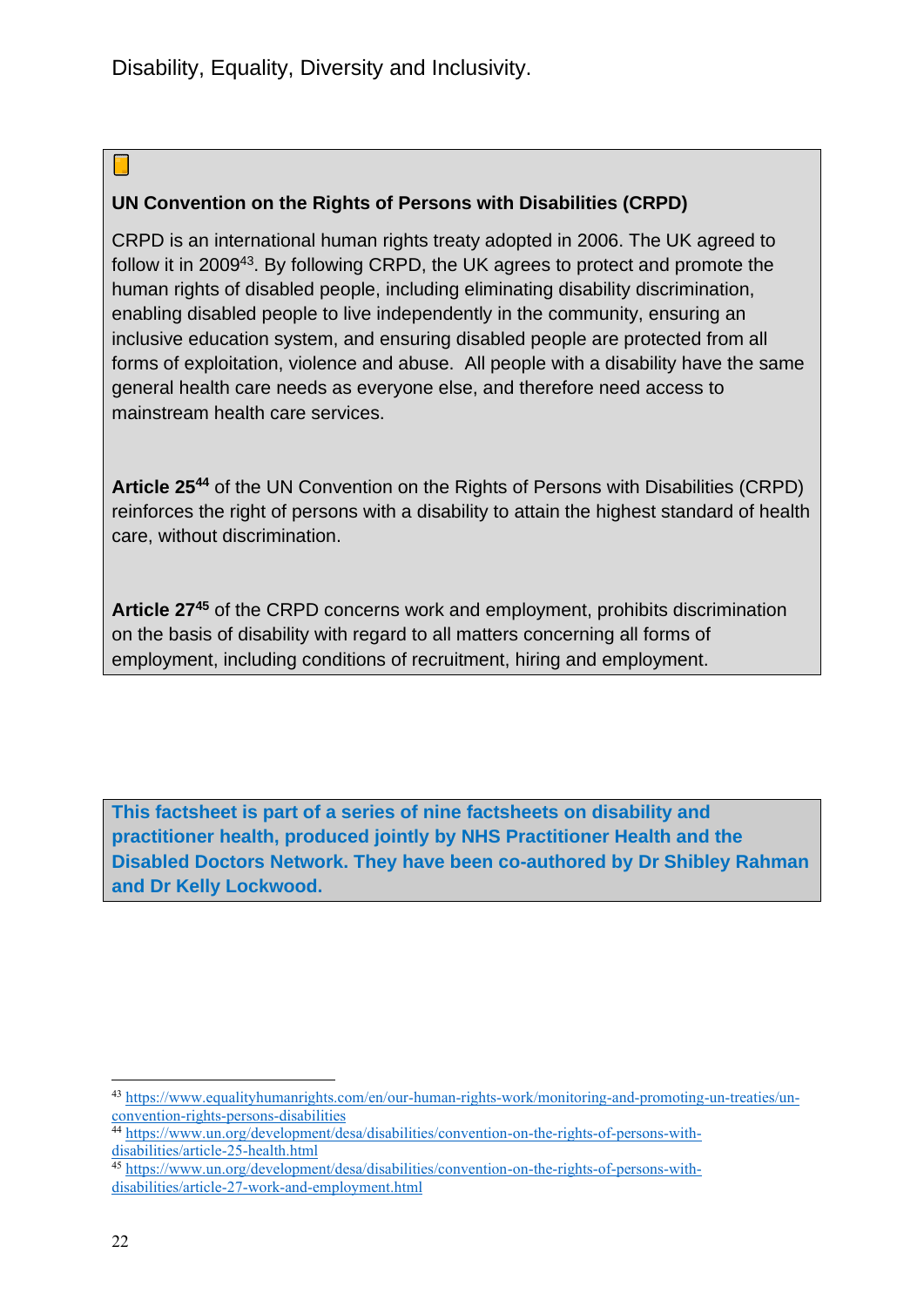### UN Convention on the Rights of Persons with Disabilities (CRPD)

CRPD is an international human rights treaty adopted in 2006. The UK agreed to follow it in 2009[43]. By following CRPD, the UK agrees to protect and promote the human rights of disabled people, including eliminating disability discrimination, enabling disabled people to live independently in the community, ensuring an inclusive education system, and ensuring disabled people are protected from all forms of exploitation, violence and abuse. All people with a disability have the same general health care needs as everyone else, and therefore need access to mainstream health care services.

**Article 25**[44] of the UN Convention on the Rights of Persons with Disabilities (CRPD) reinforces the right of persons with a disability to attain the highest standard of health care, without discrimination.

**Article 27**[45] of the CRPD concerns work and employment, prohibits discrimination on the basis of disability with regard to all matters concerning all forms of employment, including conditions of recruitment, hiring and employment.

**This factsheet is part of a series of nine factsheets on disability and practitioner health, produced jointly by NHS Practitioner Health and the Disabled Doctors Network. They have been co-authored by Dr Shibley Rahman and Dr Kelly Lockwood.**

---

[43] https://www.equalityhumanrights.com/en/our-human-rights-work/monitoring-and-promoting-un-treaties/un-convention-rights-persons-disabilities

[44] https://www.un.org/development/desa/disabilities/convention-on-the-rights-of-persons-with-disabilities/article-25-health.html

[45] https://www.un.org/development/desa/disabilities/convention-on-the-rights-of-persons-with-disabilities/article-27-work-and-employment.html